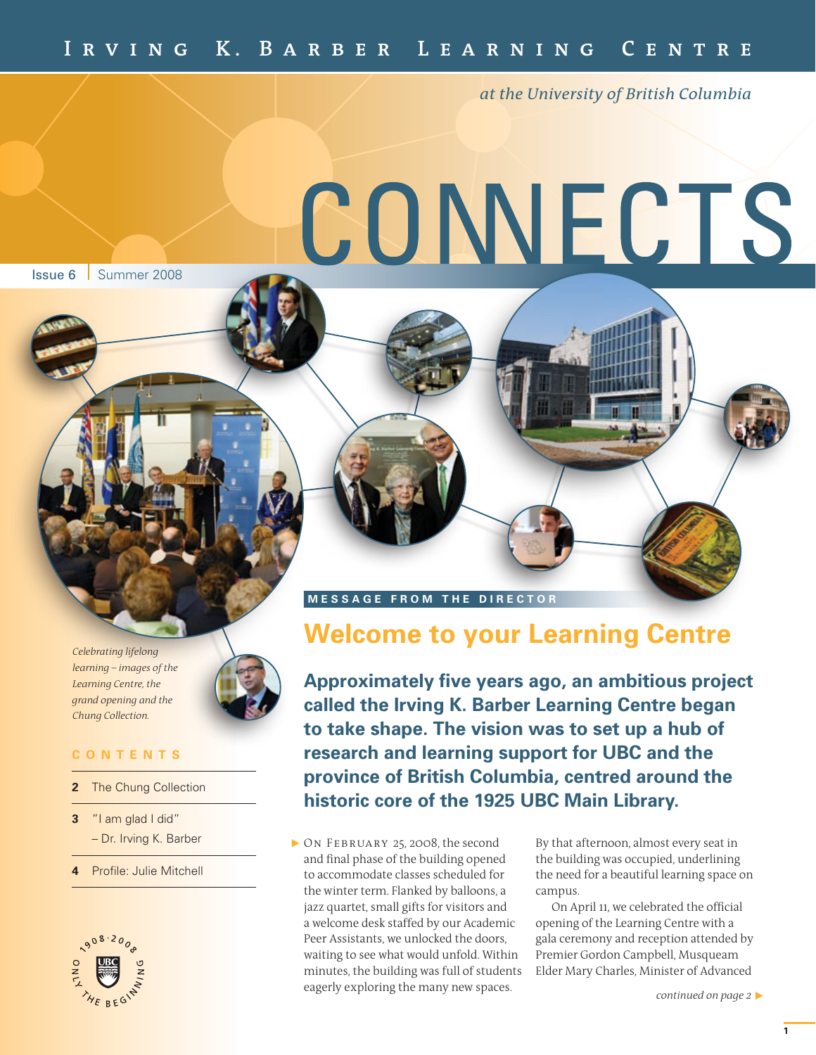# Irving K. Barber Learning Centre

*at the University of British Columbia*

# CONNECTS

Issue 6 | Summer 2008

*Celebrating lifelong learning – images of the Learning Centre, the grand opening and the Chung Collection.*

## CONTENTS

**2** The Chung Collection

**3** "I am glad I did" – Dr. Irving K. Barber

**4** Profile: Julie Mitchell

1908·2008 ONLY THE BEGINNING UBC

### MESSAGE FROM THE DIRECTOR

## Welcome to your Learning Centre

**Approximately five years ago, an ambitious project called the Irving K. Barber Learning Centre began to take shape. The vision was to set up a hub of research and learning support for UBC and the province of British Columbia, centred around the historic core of the 1925 UBC Main Library.**

On February 25, 2008, the second and final phase of the building opened to accommodate classes scheduled for the winter term. Flanked by balloons, a jazz quartet, small gifts for visitors and a welcome desk staffed by our Academic Peer Assistants, we unlocked the doors, waiting to see what would unfold. Within minutes, the building was full of students eagerly exploring the many new spaces. By that afternoon, almost every seat in the building was occupied, underlining the need for a beautiful learning space on campus.

On April 11, we celebrated the official opening of the Learning Centre with a gala ceremony and reception attended by Premier Gordon Campbell, Musqueam Elder Mary Charles, Minister of Advanced

*continued on page 2*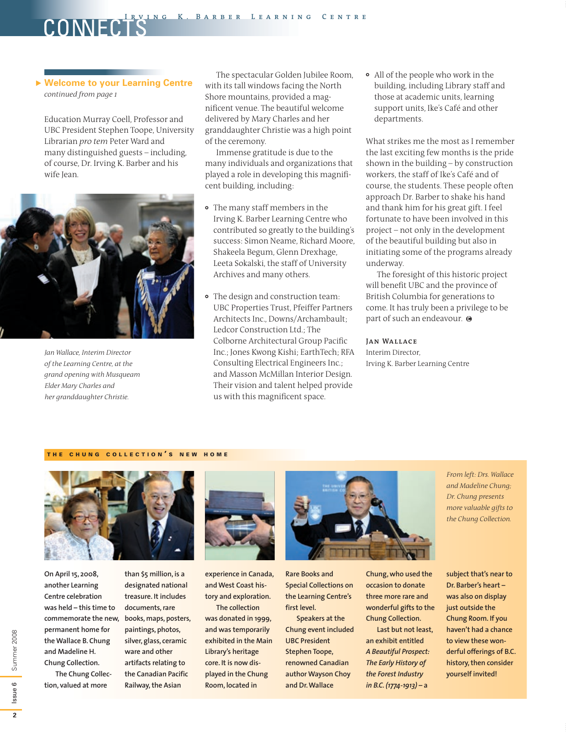## Welcome to your Learning Centre

*continued from page 1*

Education Murray Coell, Professor and UBC President Stephen Toope, University Librarian *pro tem* Peter Ward and many distinguished guests – including, of course, Dr. Irving K. Barber and his wife Jean.

*Jan Wallace, Interim Director of the Learning Centre, at the grand opening with Musqueam Elder Mary Charles and her granddaughter Christie.*

The spectacular Golden Jubilee Room, with its tall windows facing the North Shore mountains, provided a magnificent venue. The beautiful welcome delivered by Mary Charles and her granddaughter Christie was a high point of the ceremony.

Immense gratitude is due to the many individuals and organizations that played a role in developing this magnificent building, including:

- The many staff members in the Irving K. Barber Learning Centre who contributed so greatly to the building's success: Simon Neame, Richard Moore, Shakeela Begum, Glenn Drexhage, Leeta Sokalski, the staff of University Archives and many others.
- The design and construction team: UBC Properties Trust, Pfeiffer Partners Architects Inc., Downs/Archambault; Ledcor Construction Ltd.; The Colborne Architectural Group Pacific Inc.; Jones Kwong Kishi; EarthTech; RFA Consulting Electrical Engineers Inc.; and Masson McMillan Interior Design. Their vision and talent helped provide us with this magnificent space.
- All of the people who work in the building, including Library staff and those at academic units, learning support units, Ike's Café and other departments.

What strikes me the most as I remember the last exciting few months is the pride shown in the building – by construction workers, the staff of Ike's Café and of course, the students. These people often approach Dr. Barber to shake his hand and thank him for his great gift. I feel fortunate to have been involved in this project – not only in the development of the beautiful building but also in initiating some of the programs already underway.

The foresight of this historic project will benefit UBC and the province of British Columbia for generations to come. It has truly been a privilege to be part of such an endeavour.

**Jan Wallace**
Interim Director,
Irving K. Barber Learning Centre

## The Chung Collection's New Home

*From left: Drs. Wallace and Madeline Chung; Dr. Chung presents more valuable gifts to the Chung Collection.*

On April 15, 2008, another Learning Centre celebration was held – this time to commemorate the new, permanent home for the Wallace B. Chung and Madeline H. Chung Collection.

The Chung Collection, valued at more than $5 million, is a designated national treasure. It includes documents, rare books, maps, posters, paintings, photos, silver, glass, ceramic ware and other artifacts relating to the Canadian Pacific Railway, the Asian experience in Canada, and West Coast history and exploration.

The collection was donated in 1999, and was temporarily exhibited in the Main Library's heritage core. It is now displayed in the Chung Room, located in Rare Books and Special Collections on the Learning Centre's first level.

Speakers at the Chung event included UBC President Stephen Toope, renowned Canadian author Wayson Choy and Dr. Wallace Chung, who used the occasion to donate three more rare and wonderful gifts to the Chung Collection.

Last but not least, an exhibit entitled *A Beautiful Prospect: The Early History of the Forest Industry in B.C. (1774-1913)* – a subject that's near to Dr. Barber's heart – was also on display just outside the Chung Room. If you haven't had a chance to view these wonderful offerings of B.C. history, then consider yourself invited!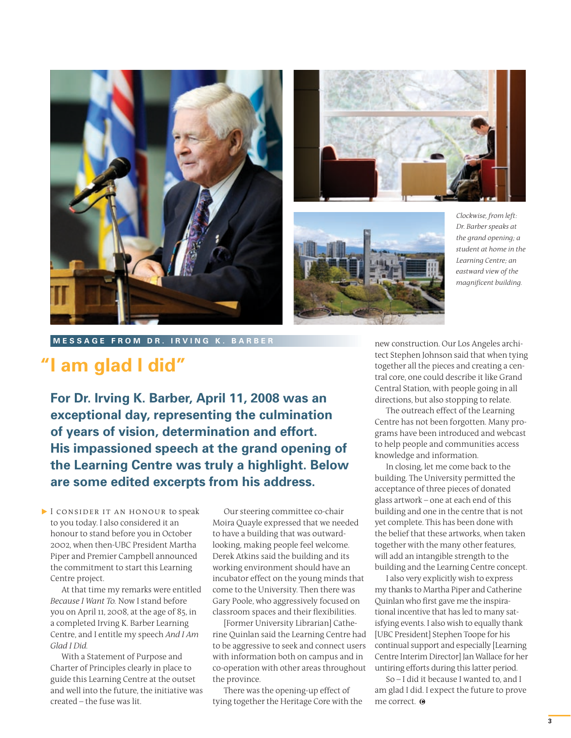Clockwise, from left: Dr. Barber speaks at the grand opening; a student at home in the Learning Centre; an eastward view of the magnificent building.

**MESSAGE FROM DR. IRVING K. BARBER**

# "I am glad I did"

**For Dr. Irving K. Barber, April 11, 2008 was an exceptional day, representing the culmination of years of vision, determination and effort. His impassioned speech at the grand opening of the Learning Centre was truly a highlight. Below are some edited excerpts from his address.**

I CONSIDER IT AN HONOUR to speak to you today. I also considered it an honour to stand before you in October 2002, when then-UBC President Martha Piper and Premier Campbell announced the commitment to start this Learning Centre project.

At that time my remarks were entitled *Because I Want To.* Now I stand before you on April 11, 2008, at the age of 85, in a completed Irving K. Barber Learning Centre, and I entitle my speech *And I Am Glad I Did.*

With a Statement of Purpose and Charter of Principles clearly in place to guide this Learning Centre at the outset and well into the future, the initiative was created – the fuse was lit.

Our steering committee co-chair Moira Quayle expressed that we needed to have a building that was outward-looking, making people feel welcome. Derek Atkins said the building and its working environment should have an incubator effect on the young minds that come to the University. Then there was Gary Poole, who aggressively focused on classroom spaces and their flexibilities.

[Former University Librarian] Catherine Quinlan said the Learning Centre had to be aggressive to seek and connect users with information both on campus and in co-operation with other areas throughout the province.

There was the opening-up effect of tying together the Heritage Core with the new construction. Our Los Angeles architect Stephen Johnson said that when tying together all the pieces and creating a central core, one could describe it like Grand Central Station, with people going in all directions, but also stopping to relate.

The outreach effect of the Learning Centre has not been forgotten. Many programs have been introduced and webcast to help people and communities access knowledge and information.

In closing, let me come back to the building. The University permitted the acceptance of three pieces of donated glass artwork – one at each end of this building and one in the centre that is not yet complete. This has been done with the belief that these artworks, when taken together with the many other features, will add an intangible strength to the building and the Learning Centre concept.

I also very explicitly wish to express my thanks to Martha Piper and Catherine Quinlan who first gave me the inspirational incentive that has led to many satisfying events. I also wish to equally thank [UBC President] Stephen Toope for his continual support and especially [Learning Centre Interim Director] Jan Wallace for her untiring efforts during this latter period.

So – I did it because I wanted to, and I am glad I did. I expect the future to prove me correct.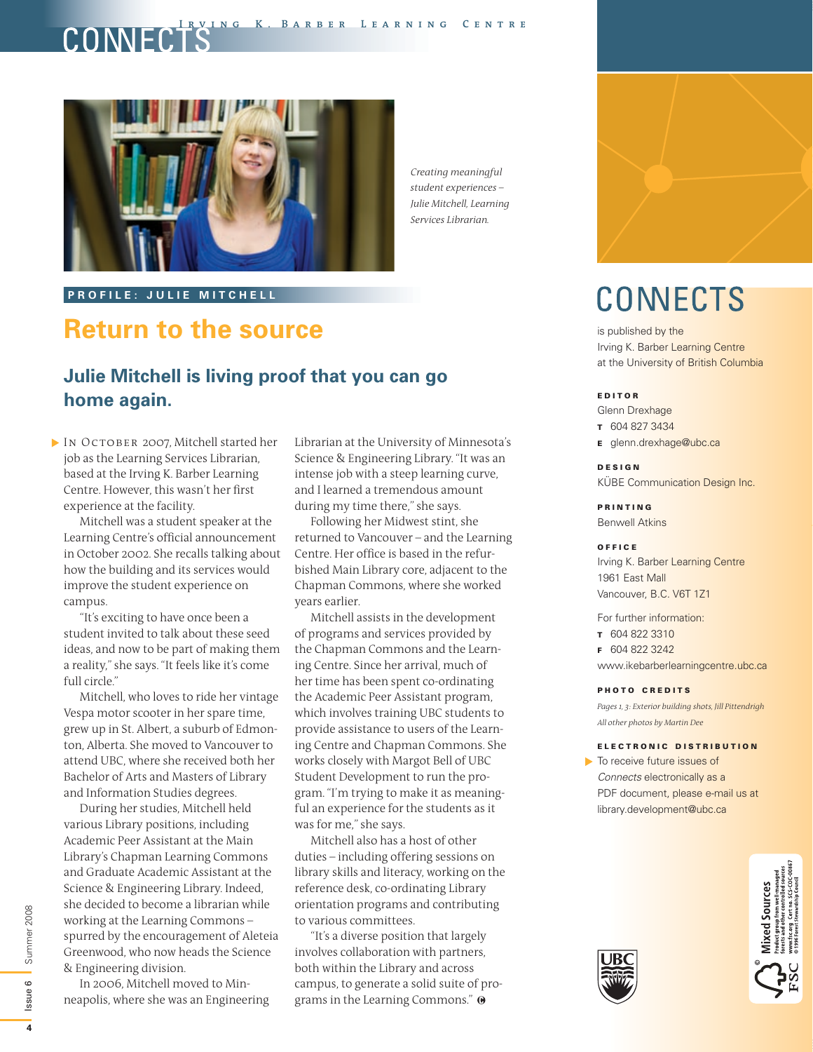*Creating meaningful student experiences – Julie Mitchell, Learning Services Librarian.*

PROFILE: JULIE MITCHELL

# Return to the source

## Julie Mitchell is living proof that you can go home again.

In October 2007, Mitchell started her job as the Learning Services Librarian, based at the Irving K. Barber Learning Centre. However, this wasn't her first experience at the facility.

Mitchell was a student speaker at the Learning Centre's official announcement in October 2002. She recalls talking about how the building and its services would improve the student experience on campus.

"It's exciting to have once been a student invited to talk about these seed ideas, and now to be part of making them a reality," she says. "It feels like it's come full circle."

Mitchell, who loves to ride her vintage Vespa motor scooter in her spare time, grew up in St. Albert, a suburb of Edmonton, Alberta. She moved to Vancouver to attend UBC, where she received both her Bachelor of Arts and Masters of Library and Information Studies degrees.

During her studies, Mitchell held various Library positions, including Academic Peer Assistant at the Main Library's Chapman Learning Commons and Graduate Academic Assistant at the Science & Engineering Library. Indeed, she decided to become a librarian while working at the Learning Commons – spurred by the encouragement of Aleteia Greenwood, who now heads the Science & Engineering division.

In 2006, Mitchell moved to Minneapolis, where she was an Engineering Librarian at the University of Minnesota's Science & Engineering Library. "It was an intense job with a steep learning curve, and I learned a tremendous amount during my time there," she says.

Following her Midwest stint, she returned to Vancouver – and the Learning Centre. Her office is based in the refurbished Main Library core, adjacent to the Chapman Commons, where she worked years earlier.

Mitchell assists in the development of programs and services provided by the Chapman Commons and the Learning Centre. Since her arrival, much of her time has been spent co-ordinating the Academic Peer Assistant program, which involves training UBC students to provide assistance to users of the Learning Centre and Chapman Commons. She works closely with Margot Bell of UBC Student Development to run the program. "I'm trying to make it as meaningful an experience for the students as it was for me," she says.

Mitchell also has a host of other duties – including offering sessions on library skills and literacy, working on the reference desk, co-ordinating Library orientation programs and contributing to various committees.

"It's a diverse position that largely involves collaboration with partners, both within the Library and across campus, to generate a solid suite of programs in the Learning Commons."

# CONNECTS

is published by the Irving K. Barber Learning Centre at the University of British Columbia

**EDITOR**
Glenn Drexhage
T 604 827 3434
E glenn.drexhage@ubc.ca

**DESIGN**
KÜBE Communication Design Inc.

**PRINTING**
Benwell Atkins

**OFFICE**
Irving K. Barber Learning Centre
1961 East Mall
Vancouver, B.C. V6T 1Z1

For further information:
T 604 822 3310
F 604 822 3242
www.ikebarberlearningcentre.ubc.ca

**PHOTO CREDITS**
*Pages 1, 3: Exterior building shots, Jill Pittendrigh*
*All other photos by Martin Dee*

**ELECTRONIC DISTRIBUTION**
To receive future issues of *Connects* electronically as a PDF document, please e-mail us at library.development@ubc.ca

Mixed Sources
Product group from well-managed forests and other controlled sources
www.fsc.org Cert no. SCS-COC-00867
© 1996 Forest Stewardship Council
FSC